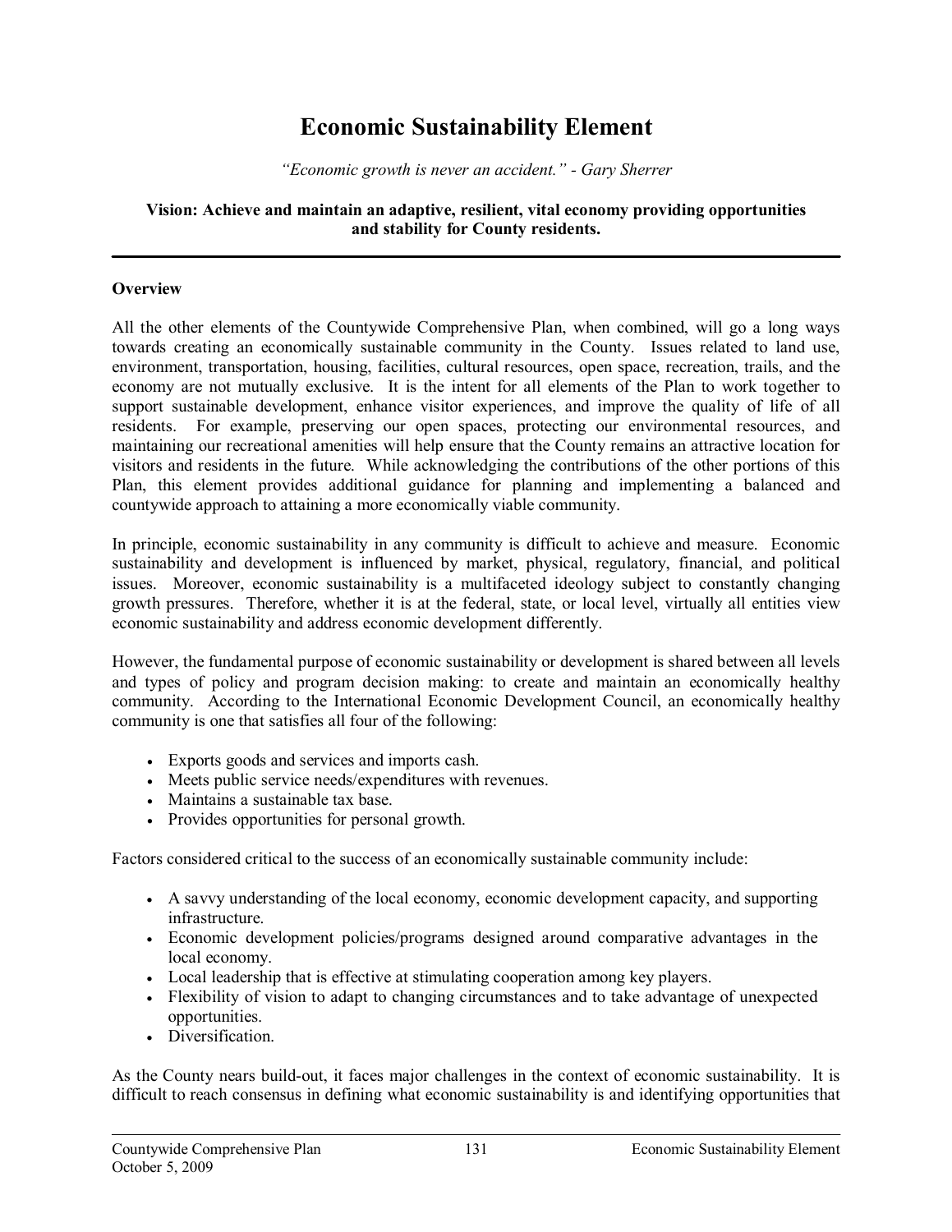# Economic Sustainability Element

*"Economic growth is never an accident." - Gary Sherrer*

**Vision: Achieve and maintain an adaptive, resilient, vital economy providing opportunities and stability for County residents.**

---

## Overview

All the other elements of the Countywide Comprehensive Plan, when combined, will go a long ways towards creating an economically sustainable community in the County. Issues related to land use, environment, transportation, housing, facilities, cultural resources, open space, recreation, trails, and the economy are not mutually exclusive. It is the intent for all elements of the Plan to work together to support sustainable development, enhance visitor experiences, and improve the quality of life of all residents. For example, preserving our open spaces, protecting our environmental resources, and maintaining our recreational amenities will help ensure that the County remains an attractive location for visitors and residents in the future. While acknowledging the contributions of the other portions of this Plan, this element provides additional guidance for planning and implementing a balanced and countywide approach to attaining a more economically viable community.

In principle, economic sustainability in any community is difficult to achieve and measure. Economic sustainability and development is influenced by market, physical, regulatory, financial, and political issues. Moreover, economic sustainability is a multifaceted ideology subject to constantly changing growth pressures. Therefore, whether it is at the federal, state, or local level, virtually all entities view economic sustainability and address economic development differently.

However, the fundamental purpose of economic sustainability or development is shared between all levels and types of policy and program decision making: to create and maintain an economically healthy community. According to the International Economic Development Council, an economically healthy community is one that satisfies all four of the following:

- Exports goods and services and imports cash.
- Meets public service needs/expenditures with revenues.
- Maintains a sustainable tax base.
- Provides opportunities for personal growth.

Factors considered critical to the success of an economically sustainable community include:

- A savvy understanding of the local economy, economic development capacity, and supporting infrastructure.
- Economic development policies/programs designed around comparative advantages in the local economy.
- Local leadership that is effective at stimulating cooperation among key players.
- Flexibility of vision to adapt to changing circumstances and to take advantage of unexpected opportunities.
- Diversification.

As the County nears build-out, it faces major challenges in the context of economic sustainability. It is difficult to reach consensus in defining what economic sustainability is and identifying opportunities that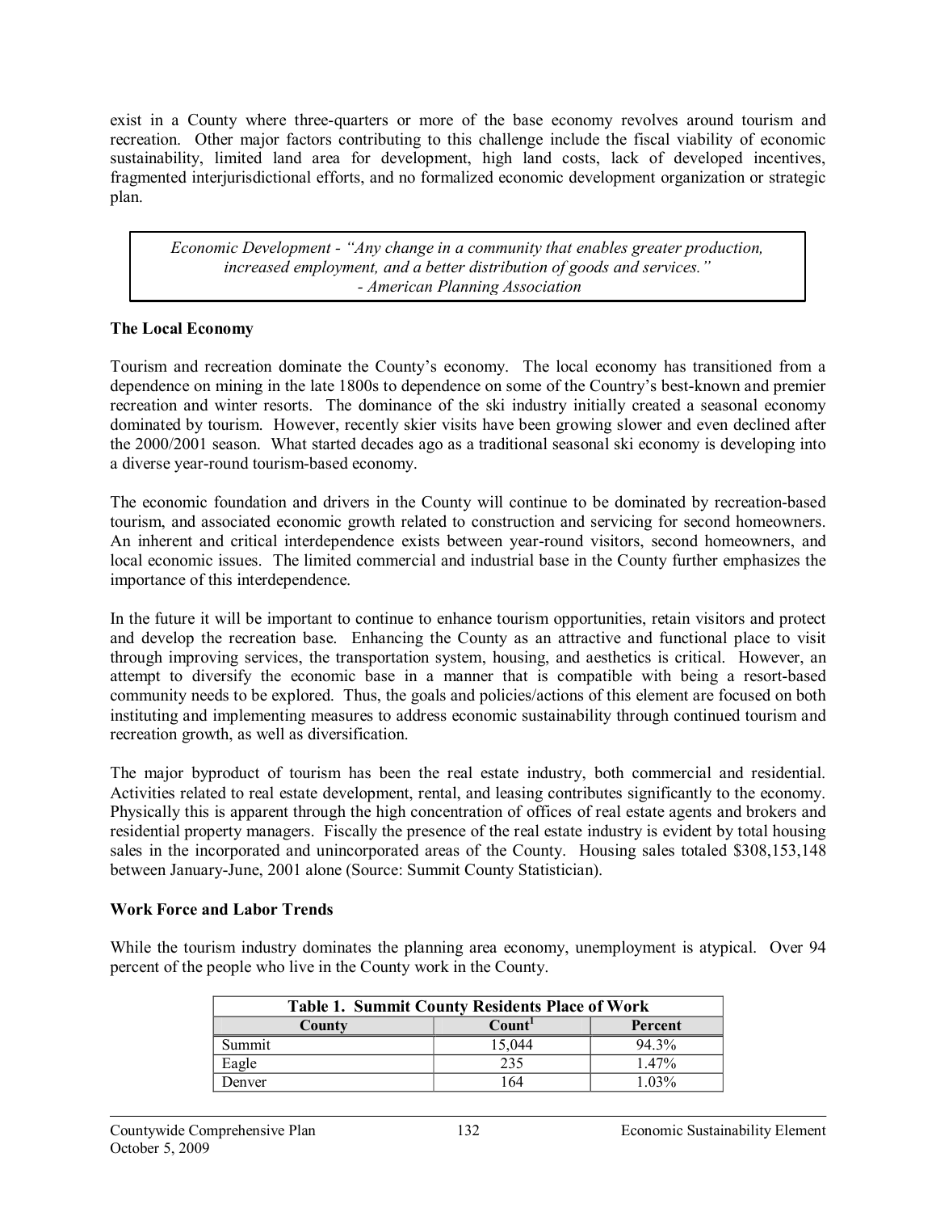exist in a County where three-quarters or more of the base economy revolves around tourism and recreation. Other major factors contributing to this challenge include the fiscal viability of economic sustainability, limited land area for development, high land costs, lack of developed incentives, fragmented interjurisdictional efforts, and no formalized economic development organization or strategic plan.

> *Economic Development - "Any change in a community that enables greater production, increased employment, and a better distribution of goods and services."*
> *- American Planning Association*

**The Local Economy**

Tourism and recreation dominate the County's economy. The local economy has transitioned from a dependence on mining in the late 1800s to dependence on some of the Country's best-known and premier recreation and winter resorts. The dominance of the ski industry initially created a seasonal economy dominated by tourism. However, recently skier visits have been growing slower and even declined after the 2000/2001 season. What started decades ago as a traditional seasonal ski economy is developing into a diverse year-round tourism-based economy.

The economic foundation and drivers in the County will continue to be dominated by recreation-based tourism, and associated economic growth related to construction and servicing for second homeowners. An inherent and critical interdependence exists between year-round visitors, second homeowners, and local economic issues. The limited commercial and industrial base in the County further emphasizes the importance of this interdependence.

In the future it will be important to continue to enhance tourism opportunities, retain visitors and protect and develop the recreation base. Enhancing the County as an attractive and functional place to visit through improving services, the transportation system, housing, and aesthetics is critical. However, an attempt to diversify the economic base in a manner that is compatible with being a resort-based community needs to be explored. Thus, the goals and policies/actions of this element are focused on both instituting and implementing measures to address economic sustainability through continued tourism and recreation growth, as well as diversification.

The major byproduct of tourism has been the real estate industry, both commercial and residential. Activities related to real estate development, rental, and leasing contributes significantly to the economy. Physically this is apparent through the high concentration of offices of real estate agents and brokers and residential property managers. Fiscally the presence of the real estate industry is evident by total housing sales in the incorporated and unincorporated areas of the County. Housing sales totaled $308,153,148 between January-June, 2001 alone (Source: Summit County Statistician).

**Work Force and Labor Trends**

While the tourism industry dominates the planning area economy, unemployment is atypical. Over 94 percent of the people who live in the County work in the County.

| Table 1. Summit County Residents Place of Work | | |
|---|---|---|
| County | Count[1] | Percent |
| Summit | 15,044 | 94.3% |
| Eagle | 235 | 1.47% |
| Denver | 164 | 1.03% |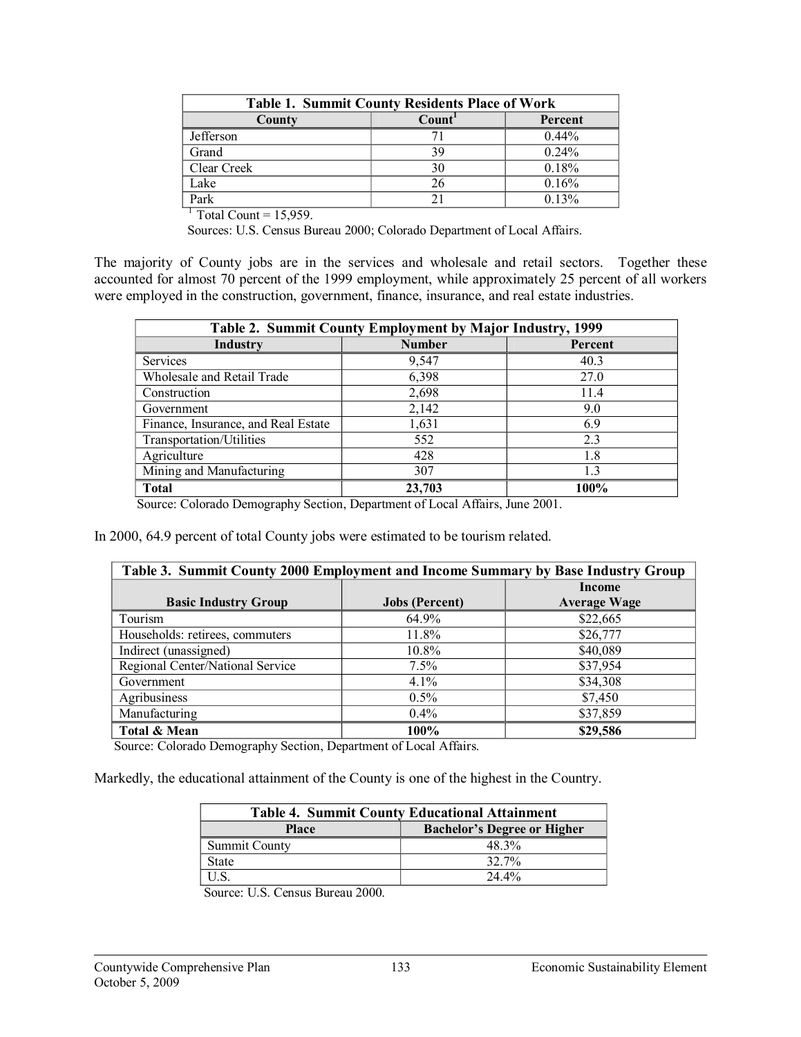| Table 1. Summit County Residents Place of Work | | |
|---|---|---|
| County | Count[1] | Percent |
| Jefferson | 71 | 0.44% |
| Grand | 39 | 0.24% |
| Clear Creek | 30 | 0.18% |
| Lake | 26 | 0.16% |
| Park | 21 | 0.13% |

[1] Total Count = 15,959.

Sources: U.S. Census Bureau 2000; Colorado Department of Local Affairs.

The majority of County jobs are in the services and wholesale and retail sectors. Together these accounted for almost 70 percent of the 1999 employment, while approximately 25 percent of all workers were employed in the construction, government, finance, insurance, and real estate industries.

| Table 2. Summit County Employment by Major Industry, 1999 | | |
|---|---|---|
| Industry | Number | Percent |
| Services | 9,547 | 40.3 |
| Wholesale and Retail Trade | 6,398 | 27.0 |
| Construction | 2,698 | 11.4 |
| Government | 2,142 | 9.0 |
| Finance, Insurance, and Real Estate | 1,631 | 6.9 |
| Transportation/Utilities | 552 | 2.3 |
| Agriculture | 428 | 1.8 |
| Mining and Manufacturing | 307 | 1.3 |
| **Total** | **23,703** | **100%** |

Source: Colorado Demography Section, Department of Local Affairs, June 2001.

In 2000, 64.9 percent of total County jobs were estimated to be tourism related.

| Table 3. Summit County 2000 Employment and Income Summary by Base Industry Group | | |
|---|---|---|
| Basic Industry Group | Jobs (Percent) | Income Average Wage |
| Tourism | 64.9% | $22,665 |
| Households: retirees, commuters | 11.8% | $26,777 |
| Indirect (unassigned) | 10.8% | $40,089 |
| Regional Center/National Service | 7.5% | $37,954 |
| Government | 4.1% | $34,308 |
| Agribusiness | 0.5% | $7,450 |
| Manufacturing | 0.4% | $37,859 |
| **Total & Mean** | **100%** | **$29,586** |

Source: Colorado Demography Section, Department of Local Affairs.

Markedly, the educational attainment of the County is one of the highest in the Country.

| Table 4. Summit County Educational Attainment | |
|---|---|
| Place | Bachelor's Degree or Higher |
| Summit County | 48.3% |
| State | 32.7% |
| U.S. | 24.4% |

Source: U.S. Census Bureau 2000.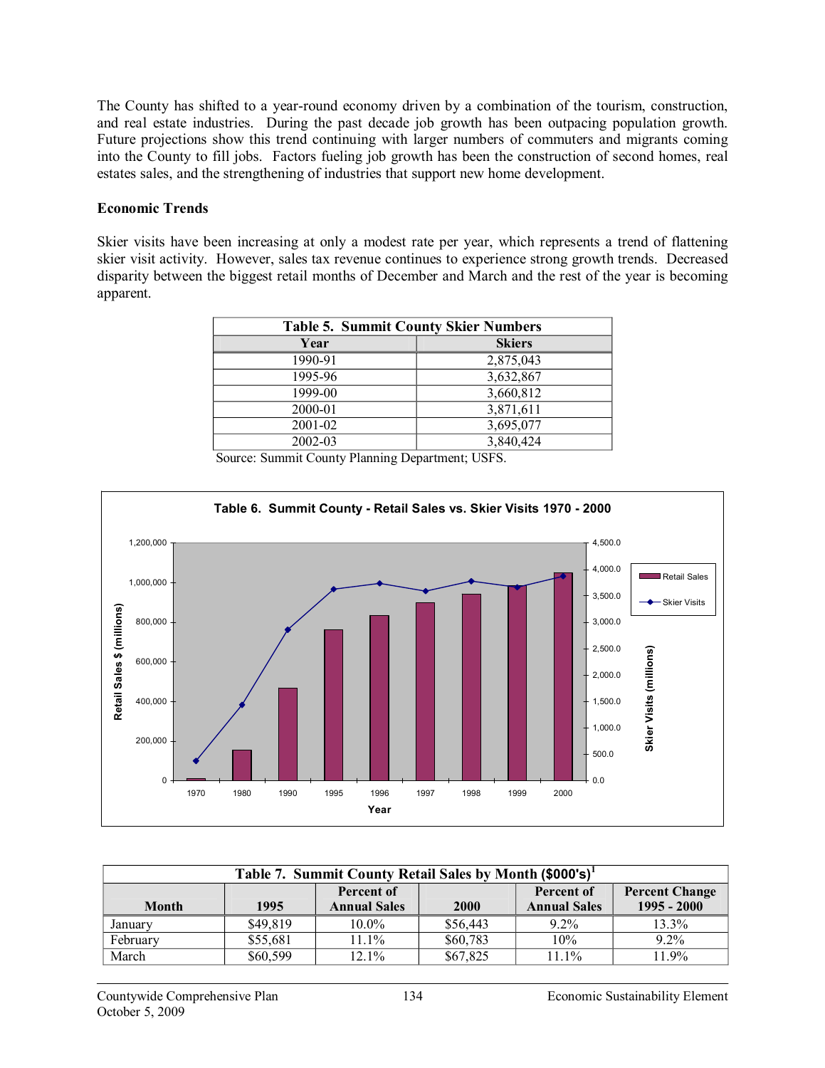The County has shifted to a year-round economy driven by a combination of the tourism, construction, and real estate industries. During the past decade job growth has been outpacing population growth. Future projections show this trend continuing with larger numbers of commuters and migrants coming into the County to fill jobs. Factors fueling job growth has been the construction of second homes, real estates sales, and the strengthening of industries that support new home development.

**Economic Trends**

Skier visits have been increasing at only a modest rate per year, which represents a trend of flattening skier visit activity. However, sales tax revenue continues to experience strong growth trends. Decreased disparity between the biggest retail months of December and March and the rest of the year is becoming apparent.

**Table 5. Summit County Skier Numbers**

| Year | Skiers |
| --- | --- |
| 1990-91 | 2,875,043 |
| 1995-96 | 3,632,867 |
| 1999-00 | 3,660,812 |
| 2000-01 | 3,871,611 |
| 2001-02 | 3,695,077 |
| 2002-03 | 3,840,424 |

Source: Summit County Planning Department; USFS.

**Table 6. Summit County - Retail Sales vs. Skier Visits 1970 - 2000**

**Table 7. Summit County Retail Sales by Month ($000's)[1]**

| Month | 1995 | Percent of Annual Sales | 2000 | Percent of Annual Sales | Percent Change 1995 - 2000 |
| --- | --- | --- | --- | --- | --- |
| January | $49,819 | 10.0% | $56,443 | 9.2% | 13.3% |
| February | $55,681 | 11.1% | $60,783 | 10% | 9.2% |
| March | $60,599 | 12.1% | $67,825 | 11.1% | 11.9% |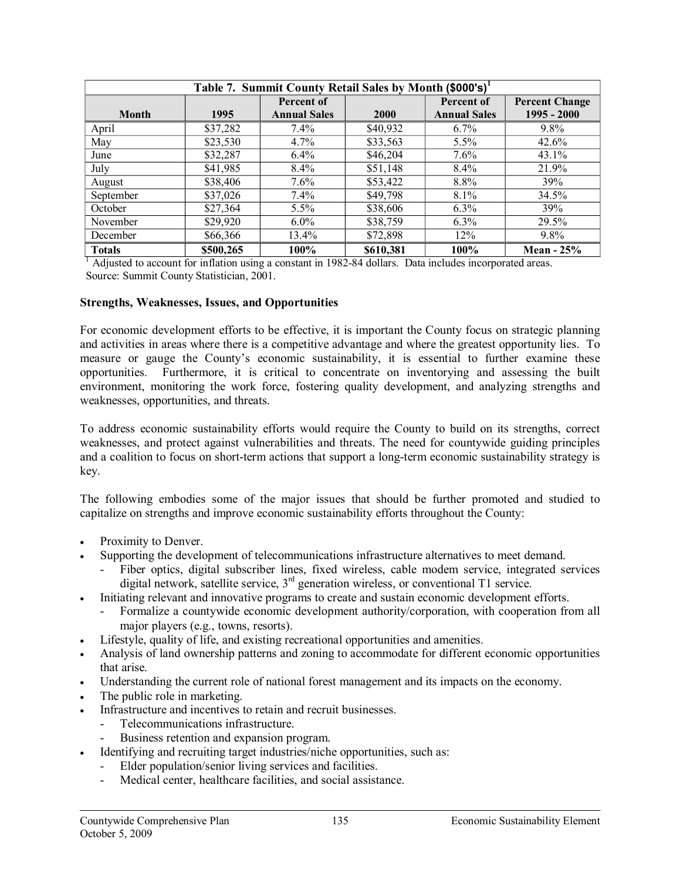| Table 7. Summit County Retail Sales by Month ($000's)[1] | | | | | |
|---|---|---|---|---|---|
| **Month** | **1995** | **Percent of Annual Sales** | **2000** | **Percent of Annual Sales** | **Percent Change 1995 - 2000** |
| April | $37,282 | 7.4% | $40,932 | 6.7% | 9.8% |
| May | $23,530 | 4.7% | $33,563 | 5.5% | 42.6% |
| June | $32,287 | 6.4% | $46,204 | 7.6% | 43.1% |
| July | $41,985 | 8.4% | $51,148 | 8.4% | 21.9% |
| August | $38,406 | 7.6% | $53,422 | 8.8% | 39% |
| September | $37,026 | 7.4% | $49,798 | 8.1% | 34.5% |
| October | $27,364 | 5.5% | $38,606 | 6.3% | 39% |
| November | $29,920 | 6.0% | $38,759 | 6.3% | 29.5% |
| December | $66,366 | 13.4% | $72,898 | 12% | 9.8% |
| **Totals** | **$500,265** | **100%** | **$610,381** | **100%** | **Mean - 25%** |

[1] Adjusted to account for inflation using a constant in 1982-84 dollars. Data includes incorporated areas.
Source: Summit County Statistician, 2001.

**Strengths, Weaknesses, Issues, and Opportunities**

For economic development efforts to be effective, it is important the County focus on strategic planning and activities in areas where there is a competitive advantage and where the greatest opportunity lies. To measure or gauge the County's economic sustainability, it is essential to further examine these opportunities. Furthermore, it is critical to concentrate on inventorying and assessing the built environment, monitoring the work force, fostering quality development, and analyzing strengths and weaknesses, opportunities, and threats.

To address economic sustainability efforts would require the County to build on its strengths, correct weaknesses, and protect against vulnerabilities and threats. The need for countywide guiding principles and a coalition to focus on short-term actions that support a long-term economic sustainability strategy is key.

The following embodies some of the major issues that should be further promoted and studied to capitalize on strengths and improve economic sustainability efforts throughout the County:

- Proximity to Denver.
- Supporting the development of telecommunications infrastructure alternatives to meet demand.
  - Fiber optics, digital subscriber lines, fixed wireless, cable modem service, integrated services digital network, satellite service, 3rd generation wireless, or conventional T1 service.
- Initiating relevant and innovative programs to create and sustain economic development efforts.
  - Formalize a countywide economic development authority/corporation, with cooperation from all major players (e.g., towns, resorts).
- Lifestyle, quality of life, and existing recreational opportunities and amenities.
- Analysis of land ownership patterns and zoning to accommodate for different economic opportunities that arise.
- Understanding the current role of national forest management and its impacts on the economy.
- The public role in marketing.
- Infrastructure and incentives to retain and recruit businesses.
  - Telecommunications infrastructure.
  - Business retention and expansion program.
- Identifying and recruiting target industries/niche opportunities, such as:
  - Elder population/senior living services and facilities.
  - Medical center, healthcare facilities, and social assistance.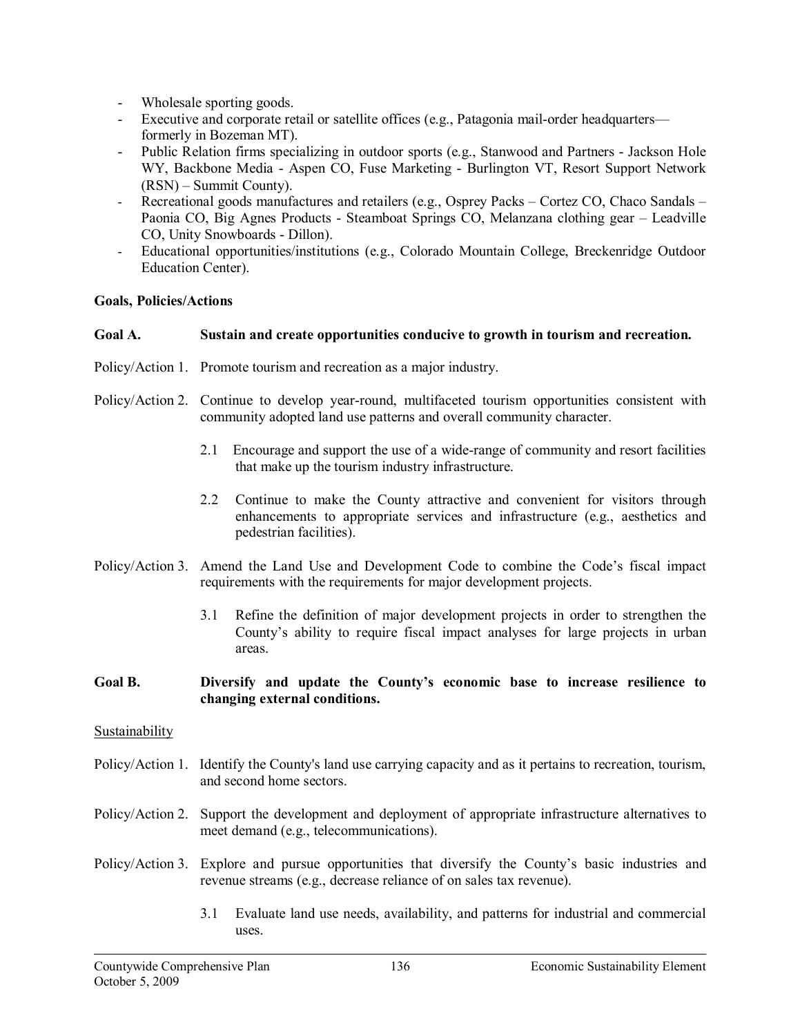- Wholesale sporting goods.
- Executive and corporate retail or satellite offices (e.g., Patagonia mail-order headquarters—formerly in Bozeman MT).
- Public Relation firms specializing in outdoor sports (e.g., Stanwood and Partners - Jackson Hole WY, Backbone Media - Aspen CO, Fuse Marketing - Burlington VT, Resort Support Network (RSN) – Summit County).
- Recreational goods manufactures and retailers (e.g., Osprey Packs – Cortez CO, Chaco Sandals – Paonia CO, Big Agnes Products - Steamboat Springs CO, Melanzana clothing gear – Leadville CO, Unity Snowboards - Dillon).
- Educational opportunities/institutions (e.g., Colorado Mountain College, Breckenridge Outdoor Education Center).

**Goals, Policies/Actions**

**Goal A. Sustain and create opportunities conducive to growth in tourism and recreation.**

Policy/Action 1. Promote tourism and recreation as a major industry.

Policy/Action 2. Continue to develop year-round, multifaceted tourism opportunities consistent with community adopted land use patterns and overall community character.

2.1 Encourage and support the use of a wide-range of community and resort facilities that make up the tourism industry infrastructure.

2.2 Continue to make the County attractive and convenient for visitors through enhancements to appropriate services and infrastructure (e.g., aesthetics and pedestrian facilities).

Policy/Action 3. Amend the Land Use and Development Code to combine the Code's fiscal impact requirements with the requirements for major development projects.

3.1 Refine the definition of major development projects in order to strengthen the County's ability to require fiscal impact analyses for large projects in urban areas.

**Goal B. Diversify and update the County's economic base to increase resilience to changing external conditions.**

<u>Sustainability</u>

Policy/Action 1. Identify the County's land use carrying capacity and as it pertains to recreation, tourism, and second home sectors.

Policy/Action 2. Support the development and deployment of appropriate infrastructure alternatives to meet demand (e.g., telecommunications).

Policy/Action 3. Explore and pursue opportunities that diversify the County's basic industries and revenue streams (e.g., decrease reliance of on sales tax revenue).

3.1 Evaluate land use needs, availability, and patterns for industrial and commercial uses.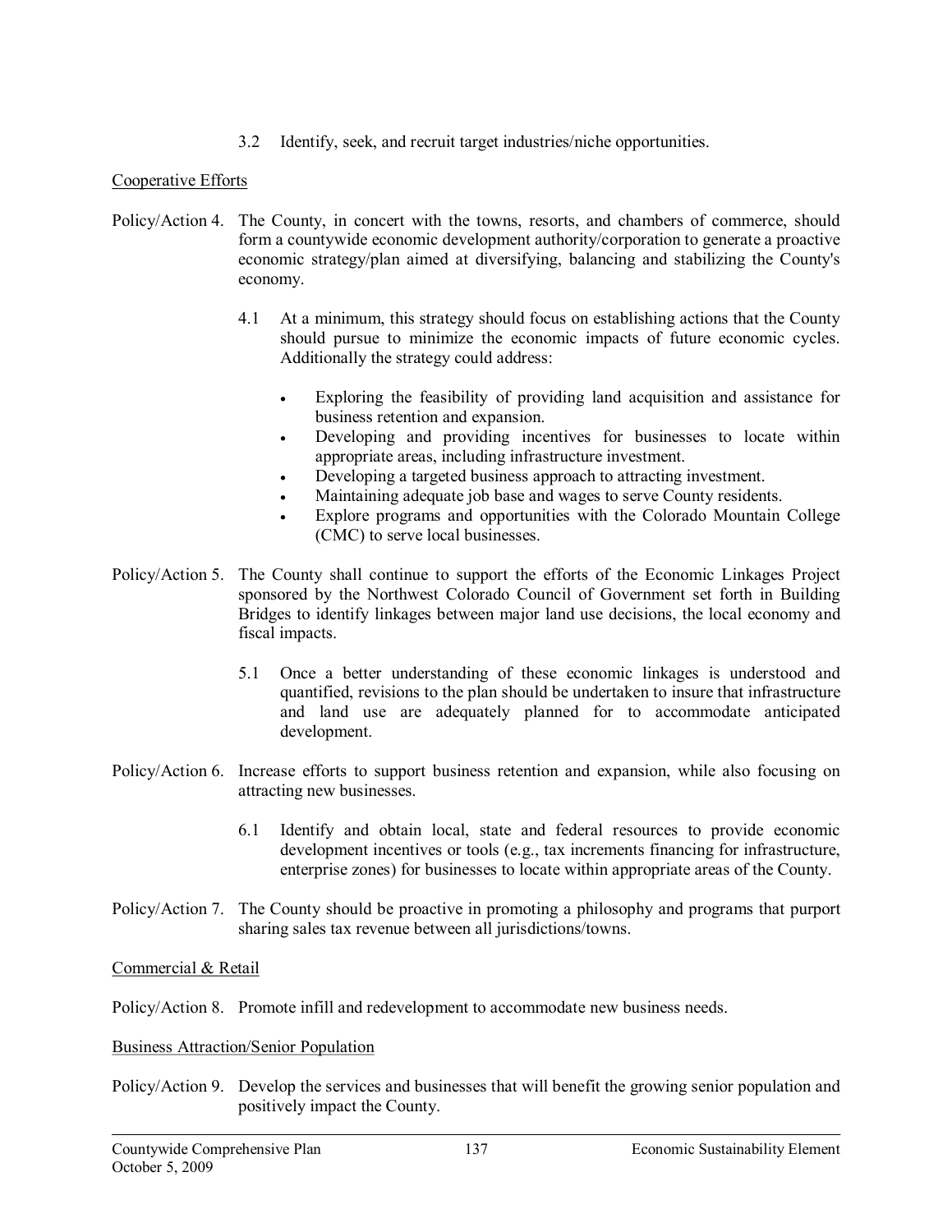3.2 Identify, seek, and recruit target industries/niche opportunities.

Cooperative Efforts

Policy/Action 4. The County, in concert with the towns, resorts, and chambers of commerce, should form a countywide economic development authority/corporation to generate a proactive economic strategy/plan aimed at diversifying, balancing and stabilizing the County's economy.

4.1 At a minimum, this strategy should focus on establishing actions that the County should pursue to minimize the economic impacts of future economic cycles. Additionally the strategy could address:

- Exploring the feasibility of providing land acquisition and assistance for business retention and expansion.
- Developing and providing incentives for businesses to locate within appropriate areas, including infrastructure investment.
- Developing a targeted business approach to attracting investment.
- Maintaining adequate job base and wages to serve County residents.
- Explore programs and opportunities with the Colorado Mountain College (CMC) to serve local businesses.

Policy/Action 5. The County shall continue to support the efforts of the Economic Linkages Project sponsored by the Northwest Colorado Council of Government set forth in Building Bridges to identify linkages between major land use decisions, the local economy and fiscal impacts.

5.1 Once a better understanding of these economic linkages is understood and quantified, revisions to the plan should be undertaken to insure that infrastructure and land use are adequately planned for to accommodate anticipated development.

Policy/Action 6. Increase efforts to support business retention and expansion, while also focusing on attracting new businesses.

6.1 Identify and obtain local, state and federal resources to provide economic development incentives or tools (e.g., tax increments financing for infrastructure, enterprise zones) for businesses to locate within appropriate areas of the County.

Policy/Action 7. The County should be proactive in promoting a philosophy and programs that purport sharing sales tax revenue between all jurisdictions/towns.

Commercial & Retail

Policy/Action 8. Promote infill and redevelopment to accommodate new business needs.

Business Attraction/Senior Population

Policy/Action 9. Develop the services and businesses that will benefit the growing senior population and positively impact the County.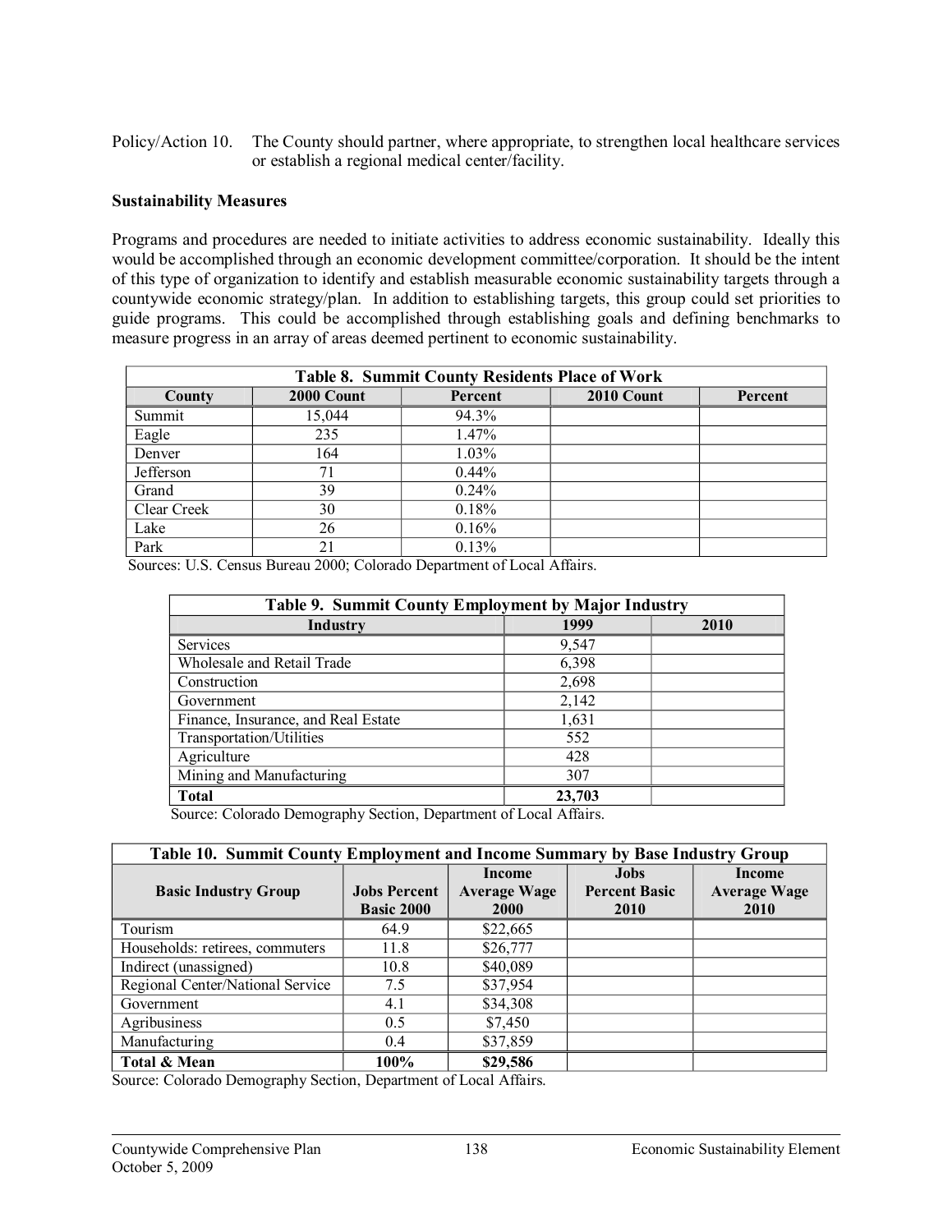Policy/Action 10. The County should partner, where appropriate, to strengthen local healthcare services or establish a regional medical center/facility.

**Sustainability Measures**

Programs and procedures are needed to initiate activities to address economic sustainability. Ideally this would be accomplished through an economic development committee/corporation. It should be the intent of this type of organization to identify and establish measurable economic sustainability targets through a countywide economic strategy/plan. In addition to establishing targets, this group could set priorities to guide programs. This could be accomplished through establishing goals and defining benchmarks to measure progress in an array of areas deemed pertinent to economic sustainability.

**Table 8. Summit County Residents Place of Work**

| County | 2000 Count | Percent | 2010 Count | Percent |
|---|---|---|---|---|
| Summit | 15,044 | 94.3% | | |
| Eagle | 235 | 1.47% | | |
| Denver | 164 | 1.03% | | |
| Jefferson | 71 | 0.44% | | |
| Grand | 39 | 0.24% | | |
| Clear Creek | 30 | 0.18% | | |
| Lake | 26 | 0.16% | | |
| Park | 21 | 0.13% | | |

Sources: U.S. Census Bureau 2000; Colorado Department of Local Affairs.

**Table 9. Summit County Employment by Major Industry**

| Industry | 1999 | 2010 |
|---|---|---|
| Services | 9,547 | |
| Wholesale and Retail Trade | 6,398 | |
| Construction | 2,698 | |
| Government | 2,142 | |
| Finance, Insurance, and Real Estate | 1,631 | |
| Transportation/Utilities | 552 | |
| Agriculture | 428 | |
| Mining and Manufacturing | 307 | |
| **Total** | **23,703** | |

Source: Colorado Demography Section, Department of Local Affairs.

**Table 10. Summit County Employment and Income Summary by Base Industry Group**

| Basic Industry Group | Jobs Percent Basic 2000 | Income Average Wage 2000 | Jobs Percent Basic 2010 | Income Average Wage 2010 |
|---|---|---|---|---|
| Tourism | 64.9 | $22,665 | | |
| Households: retirees, commuters | 11.8 | $26,777 | | |
| Indirect (unassigned) | 10.8 | $40,089 | | |
| Regional Center/National Service | 7.5 | $37,954 | | |
| Government | 4.1 | $34,308 | | |
| Agribusiness | 0.5 | $7,450 | | |
| Manufacturing | 0.4 | $37,859 | | |
| **Total & Mean** | **100%** | **$29,586** | | |

Source: Colorado Demography Section, Department of Local Affairs.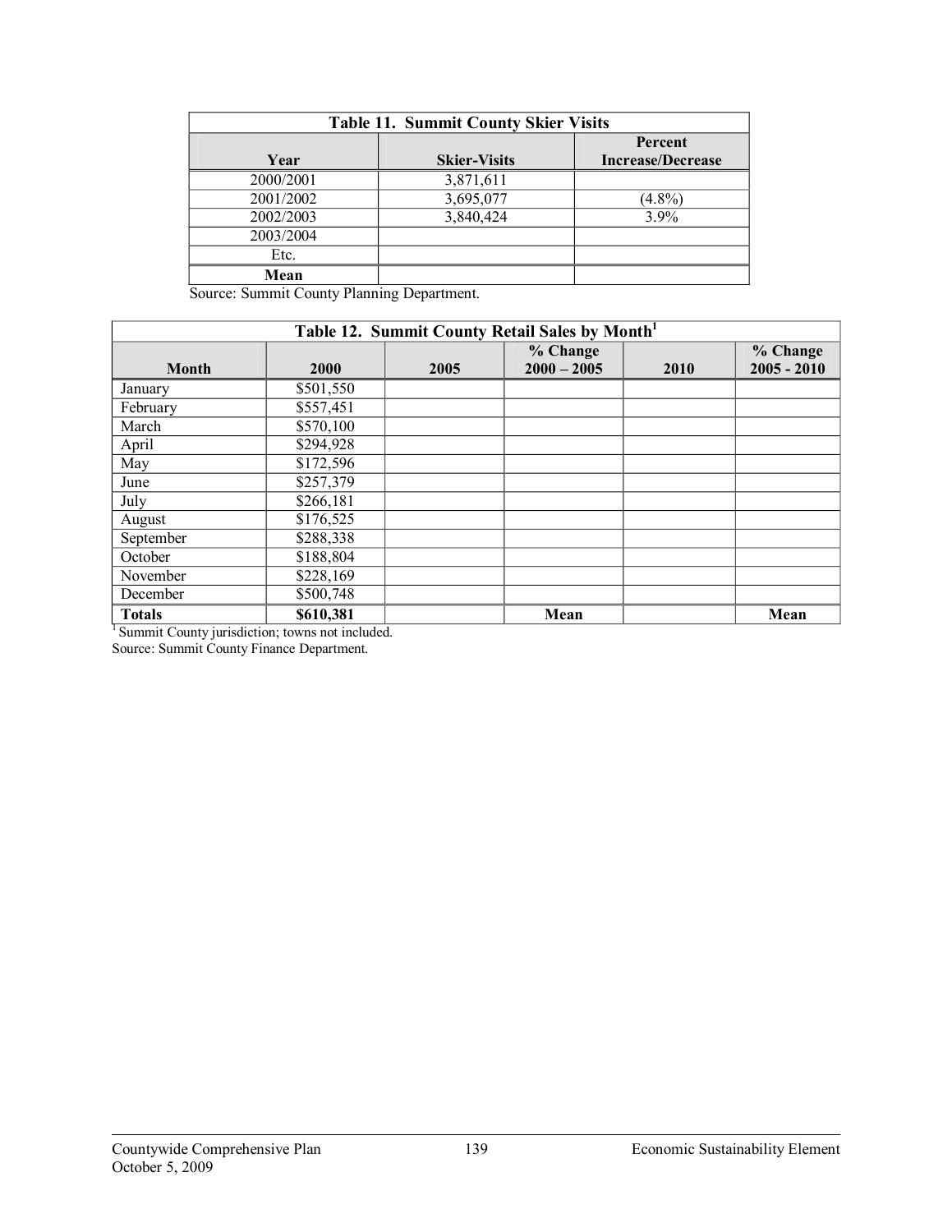| Table 11. Summit County Skier Visits | | |
|---|---|---|
| **Year** | **Skier-Visits** | **Percent Increase/Decrease** |
| 2000/2001 | 3,871,611 | |
| 2001/2002 | 3,695,077 | (4.8%) |
| 2002/2003 | 3,840,424 | 3.9% |
| 2003/2004 | | |
| Etc. | | |
| **Mean** | | |

Source: Summit County Planning Department.

| Table 12. Summit County Retail Sales by Month[1] | | | | | |
|---|---|---|---|---|---|
| **Month** | **2000** | **2005** | **% Change 2000 – 2005** | **2010** | **% Change 2005 - 2010** |
| January | $501,550 | | | | |
| February | $557,451 | | | | |
| March | $570,100 | | | | |
| April | $294,928 | | | | |
| May | $172,596 | | | | |
| June | $257,379 | | | | |
| July | $266,181 | | | | |
| August | $176,525 | | | | |
| September | $288,338 | | | | |
| October | $188,804 | | | | |
| November | $228,169 | | | | |
| December | $500,748 | | | | |
| **Totals** | **$610,381** | | **Mean** | | **Mean** |

[1] Summit County jurisdiction; towns not included.

Source: Summit County Finance Department.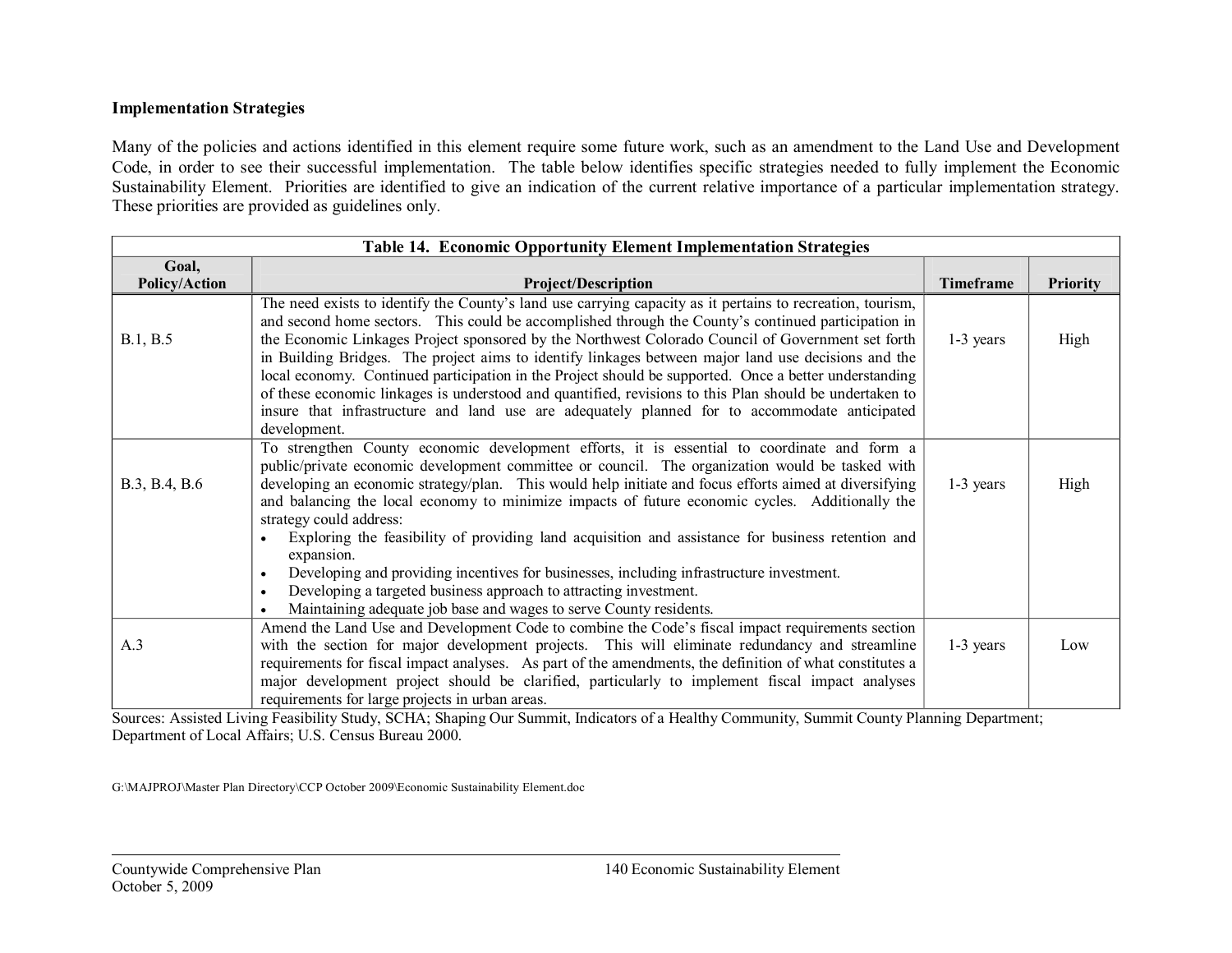**Implementation Strategies**

Many of the policies and actions identified in this element require some future work, such as an amendment to the Land Use and Development Code, in order to see their successful implementation. The table below identifies specific strategies needed to fully implement the Economic Sustainability Element. Priorities are identified to give an indication of the current relative importance of a particular implementation strategy. These priorities are provided as guidelines only.

**Table 14. Economic Opportunity Element Implementation Strategies**

| Goal, Policy/Action | Project/Description | Timeframe | Priority |
|---|---|---|---|
| B.1, B.5 | The need exists to identify the County's land use carrying capacity as it pertains to recreation, tourism, and second home sectors. This could be accomplished through the County's continued participation in the Economic Linkages Project sponsored by the Northwest Colorado Council of Government set forth in Building Bridges. The project aims to identify linkages between major land use decisions and the local economy. Continued participation in the Project should be supported. Once a better understanding of these economic linkages is understood and quantified, revisions to this Plan should be undertaken to insure that infrastructure and land use are adequately planned for to accommodate anticipated development. | 1-3 years | High |
| B.3, B.4, B.6 | To strengthen County economic development efforts, it is essential to coordinate and form a public/private economic development committee or council. The organization would be tasked with developing an economic strategy/plan. This would help initiate and focus efforts aimed at diversifying and balancing the local economy to minimize impacts of future economic cycles. Additionally the strategy could address: <br>• Exploring the feasibility of providing land acquisition and assistance for business retention and expansion. <br>• Developing and providing incentives for businesses, including infrastructure investment. <br>• Developing a targeted business approach to attracting investment. <br>• Maintaining adequate job base and wages to serve County residents. | 1-3 years | High |
| A.3 | Amend the Land Use and Development Code to combine the Code's fiscal impact requirements section with the section for major development projects. This will eliminate redundancy and streamline requirements for fiscal impact analyses. As part of the amendments, the definition of what constitutes a major development project should be clarified, particularly to implement fiscal impact analyses requirements for large projects in urban areas. | 1-3 years | Low |

Sources: Assisted Living Feasibility Study, SCHA; Shaping Our Summit, Indicators of a Healthy Community, Summit County Planning Department; Department of Local Affairs; U.S. Census Bureau 2000.

G:\MAJPROJ\Master Plan Directory\CCP October 2009\Economic Sustainability Element.doc